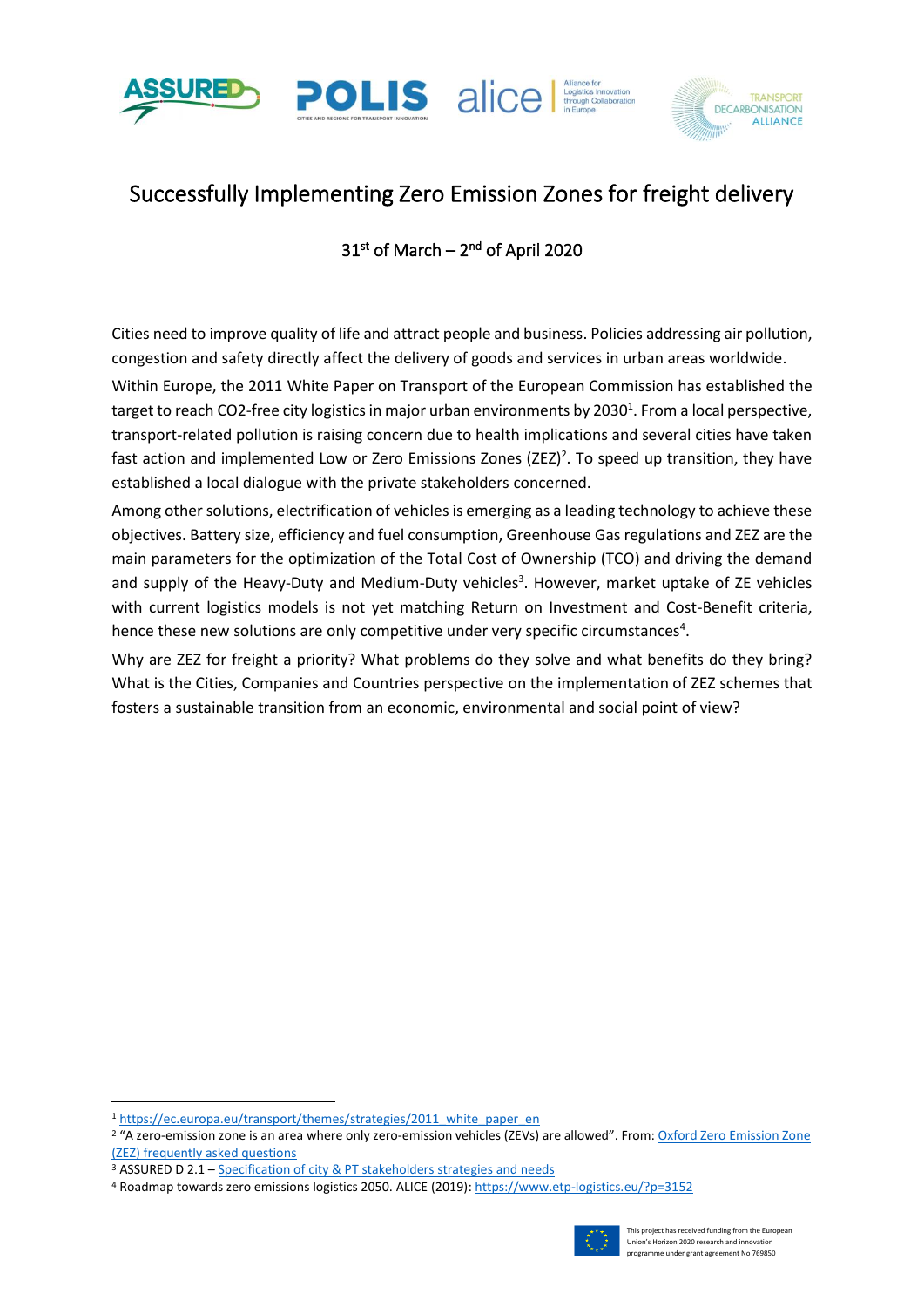# Successfully Implementing Zero Emission Zones for freight delivery

31st of March – 2nd of April 2020

Cities need to improve quality of life and attract people and business. Policies addressing air pollution, congestion and safety directly affect the delivery of goods and services in urban areas worldwide.

Within Europe, the 2011 White Paper on Transport of the European Commission has established the target to reach CO2-free city logistics in major urban environments by 2030[1]. From a local perspective, transport-related pollution is raising concern due to health implications and several cities have taken fast action and implemented Low or Zero Emissions Zones (ZEZ)[2]. To speed up transition, they have established a local dialogue with the private stakeholders concerned.

Among other solutions, electrification of vehicles is emerging as a leading technology to achieve these objectives. Battery size, efficiency and fuel consumption, Greenhouse Gas regulations and ZEZ are the main parameters for the optimization of the Total Cost of Ownership (TCO) and driving the demand and supply of the Heavy-Duty and Medium-Duty vehicles[3]. However, market uptake of ZE vehicles with current logistics models is not yet matching Return on Investment and Cost-Benefit criteria, hence these new solutions are only competitive under very specific circumstances[4].

Why are ZEZ for freight a priority? What problems do they solve and what benefits do they bring? What is the Cities, Companies and Countries perspective on the implementation of ZEZ schemes that fosters a sustainable transition from an economic, environmental and social point of view?

---

[1] https://ec.europa.eu/transport/themes/strategies/2011_white_paper_en

[2] "A zero-emission zone is an area where only zero-emission vehicles (ZEVs) are allowed". From: Oxford Zero Emission Zone (ZEZ) frequently asked questions

[3] ASSURED D 2.1 – Specification of city & PT stakeholders strategies and needs

[4] Roadmap towards zero emissions logistics 2050. ALICE (2019): https://www.etp-logistics.eu/?p=3152

This project has received funding from the European Union's Horizon 2020 research and innovation programme under grant agreement No 769850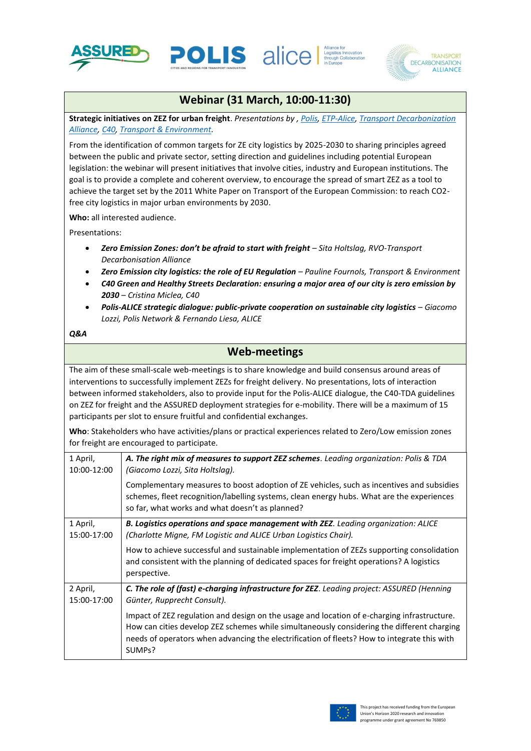## Webinar (31 March, 10:00-11:30)

**Strategic initiatives on ZEZ for urban freight**. *Presentations by , Polis, ETP-Alice, Transport Decarbonization Alliance, C40, Transport & Environment.*

From the identification of common targets for ZE city logistics by 2025-2030 to sharing principles agreed between the public and private sector, setting direction and guidelines including potential European legislation: the webinar will present initiatives that involve cities, industry and European institutions. The goal is to provide a complete and coherent overview, to encourage the spread of smart ZEZ as a tool to achieve the target set by the 2011 White Paper on Transport of the European Commission: to reach CO2-free city logistics in major urban environments by 2030.

**Who:** all interested audience.

Presentations:

- ***Zero Emission Zones: don't be afraid to start with freight*** – *Sita Holtslag, RVO-Transport Decarbonisation Alliance*
- ***Zero Emission city logistics: the role of EU Regulation*** – *Pauline Fournols, Transport & Environment*
- ***C40 Green and Healthy Streets Declaration: ensuring a major area of our city is zero emission by 2030*** – *Cristina Miclea, C40*
- ***Polis-ALICE strategic dialogue: public-private cooperation on sustainable city logistics*** – *Giacomo Lozzi, Polis Network & Fernando Liesa, ALICE*

***Q&A***

## Web-meetings

The aim of these small-scale web-meetings is to share knowledge and build consensus around areas of interventions to successfully implement ZEZs for freight delivery. No presentations, lots of interaction between informed stakeholders, also to provide input for the Polis-ALICE dialogue, the C40-TDA guidelines on ZEZ for freight and the ASSURED deployment strategies for e-mobility. There will be a maximum of 15 participants per slot to ensure fruitful and confidential exchanges.

**Who**: Stakeholders who have activities/plans or practical experiences related to Zero/Low emission zones for freight are encouraged to participate.

| | |
|---|---|
| 1 April, 10:00-12:00 | ***A. The right mix of measures to support ZEZ schemes***. *Leading organization: Polis & TDA (Giacomo Lozzi, Sita Holtslag).*<br><br>Complementary measures to boost adoption of ZE vehicles, such as incentives and subsidies schemes, fleet recognition/labelling systems, clean energy hubs. What are the experiences so far, what works and what doesn't as planned? |
| 1 April, 15:00-17:00 | ***B. Logistics operations and space management with ZEZ***. *Leading organization: ALICE (Charlotte Migne, FM Logistic and ALICE Urban Logistics Chair).*<br><br>How to achieve successful and sustainable implementation of ZEZs supporting consolidation and consistent with the planning of dedicated spaces for freight operations? A logistics perspective. |
| 2 April, 15:00-17:00 | ***C. The role of (fast) e-charging infrastructure for ZEZ***. *Leading project: ASSURED (Henning Günter, Rupprecht Consult).*<br><br>Impact of ZEZ regulation and design on the usage and location of e-charging infrastructure. How can cities develop ZEZ schemes while simultaneously considering the different charging needs of operators when advancing the electrification of fleets? How to integrate this with SUMPs? |

This project has received funding from the European Union's Horizon 2020 research and innovation programme under grant agreement No 769850